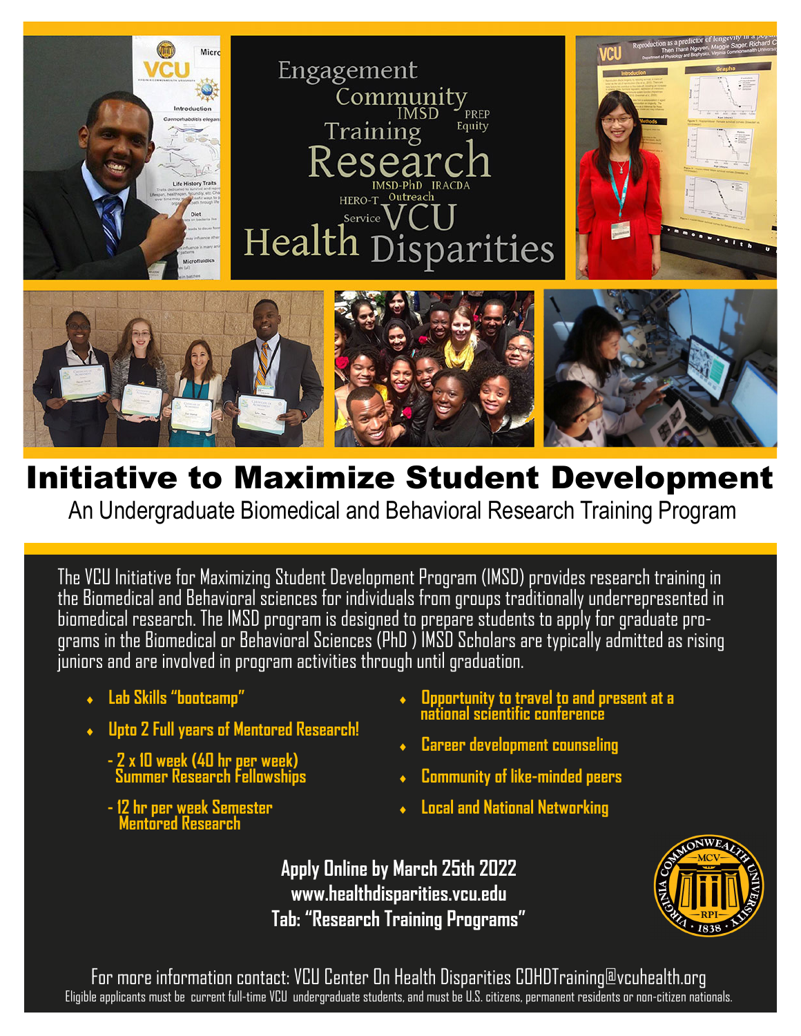# Initiative to Maximize Student Development

## An Undergraduate Biomedical and Behavioral Research Training Program

The VCU Initiative for Maximizing Student Development Program (IMSD) provides research training in the Biomedical and Behavioral sciences for individuals from groups traditionally underrepresented in biomedical research. The IMSD program is designed to prepare students to apply for graduate programs in the Biomedical or Behavioral Sciences (PhD ) IMSD Scholars are typically admitted as rising juniors and are involved in program activities through until graduation.

- **Lab Skills "bootcamp"**
- **Upto 2 Full years of Mentored Research!**
  - **2 x 10 week (40 hr per week) Summer Research Fellowships**
  - **12 hr per week Semester Mentored Research**
- **Opportunity to travel to and present at a national scientific conference**
- **Career development counseling**
- **Community of like-minded peers**
- **Local and National Networking**

**Apply Online by March 25th 2022**
**www.healthdisparities.vcu.edu**
**Tab: "Research Training Programs"**

For more information contact: VCU Center On Health Disparities COHDTraining@vcuhealth.org

Eligible applicants must be current full-time VCU undergraduate students, and must be U.S. citizens, permanent residents or non-citizen nationals.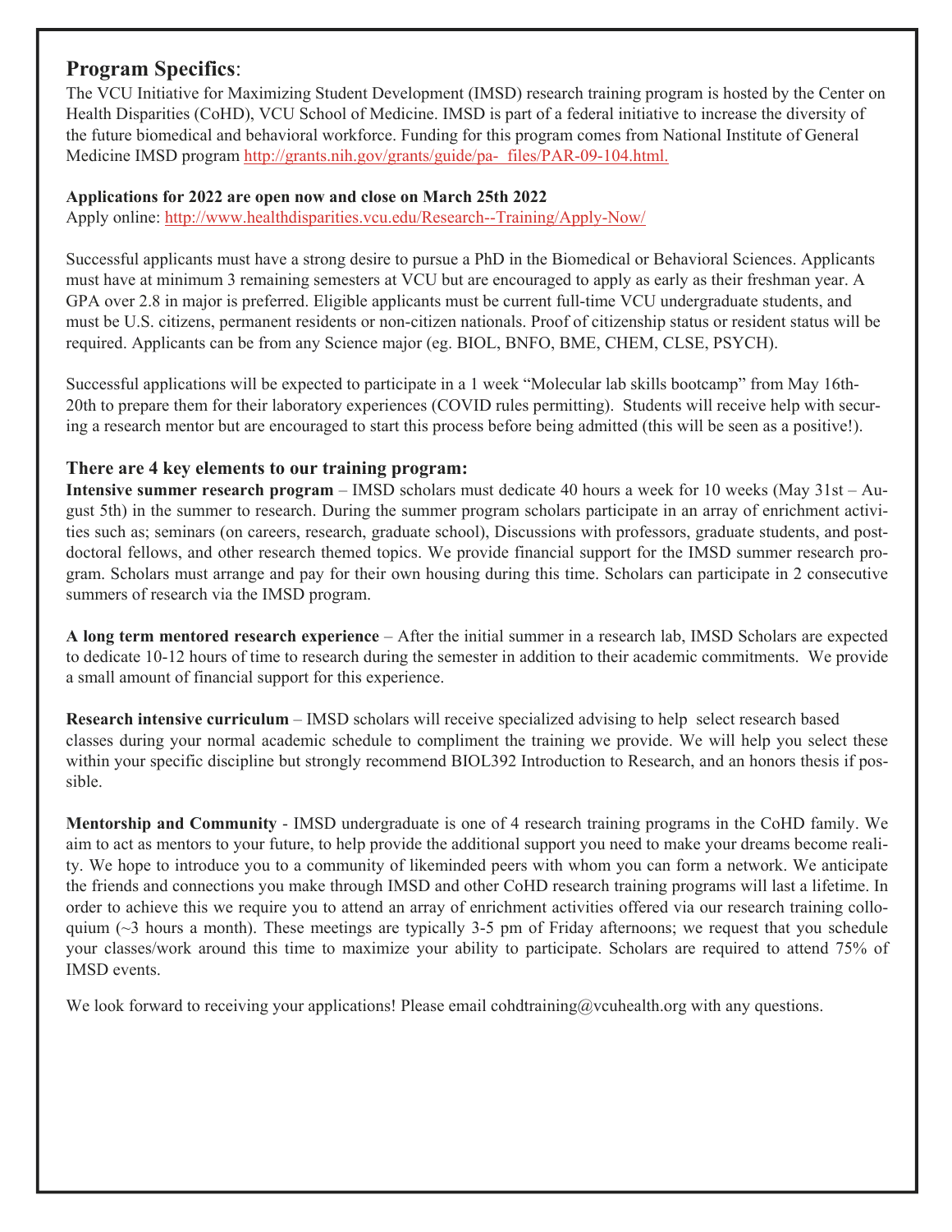## **Program Specifics**:

The VCU Initiative for Maximizing Student Development (IMSD) research training program is hosted by the Center on Health Disparities (CoHD), VCU School of Medicine. IMSD is part of a federal initiative to increase the diversity of the future biomedical and behavioral workforce. Funding for this program comes from National Institute of General Medicine IMSD program http://grants.nih.gov/grants/guide/pa- files/PAR-09-104.html.

**Applications for 2022 are open now and close on March 25th 2022**

Apply online: http://www.healthdisparities.vcu.edu/Research--Training/Apply-Now/

Successful applicants must have a strong desire to pursue a PhD in the Biomedical or Behavioral Sciences. Applicants must have at minimum 3 remaining semesters at VCU but are encouraged to apply as early as their freshman year. A GPA over 2.8 in major is preferred. Eligible applicants must be current full-time VCU undergraduate students, and must be U.S. citizens, permanent residents or non-citizen nationals. Proof of citizenship status or resident status will be required. Applicants can be from any Science major (eg. BIOL, BNFO, BME, CHEM, CLSE, PSYCH).

Successful applications will be expected to participate in a 1 week "Molecular lab skills bootcamp" from May 16th-20th to prepare them for their laboratory experiences (COVID rules permitting). Students will receive help with securing a research mentor but are encouraged to start this process before being admitted (this will be seen as a positive!).

### **There are 4 key elements to our training program:**

**Intensive summer research program** – IMSD scholars must dedicate 40 hours a week for 10 weeks (May 31st – August 5th) in the summer to research. During the summer program scholars participate in an array of enrichment activities such as; seminars (on careers, research, graduate school), Discussions with professors, graduate students, and postdoctoral fellows, and other research themed topics. We provide financial support for the IMSD summer research program. Scholars must arrange and pay for their own housing during this time. Scholars can participate in 2 consecutive summers of research via the IMSD program.

**A long term mentored research experience** – After the initial summer in a research lab, IMSD Scholars are expected to dedicate 10-12 hours of time to research during the semester in addition to their academic commitments. We provide a small amount of financial support for this experience.

**Research intensive curriculum** – IMSD scholars will receive specialized advising to help select research based classes during your normal academic schedule to compliment the training we provide. We will help you select these within your specific discipline but strongly recommend BIOL392 Introduction to Research, and an honors thesis if possible.

**Mentorship and Community** - IMSD undergraduate is one of 4 research training programs in the CoHD family. We aim to act as mentors to your future, to help provide the additional support you need to make your dreams become reality. We hope to introduce you to a community of likeminded peers with whom you can form a network. We anticipate the friends and connections you make through IMSD and other CoHD research training programs will last a lifetime. In order to achieve this we require you to attend an array of enrichment activities offered via our research training colloquium (~3 hours a month). These meetings are typically 3-5 pm of Friday afternoons; we request that you schedule your classes/work around this time to maximize your ability to participate. Scholars are required to attend 75% of IMSD events.

We look forward to receiving your applications! Please email cohdtraining@vcuhealth.org with any questions.